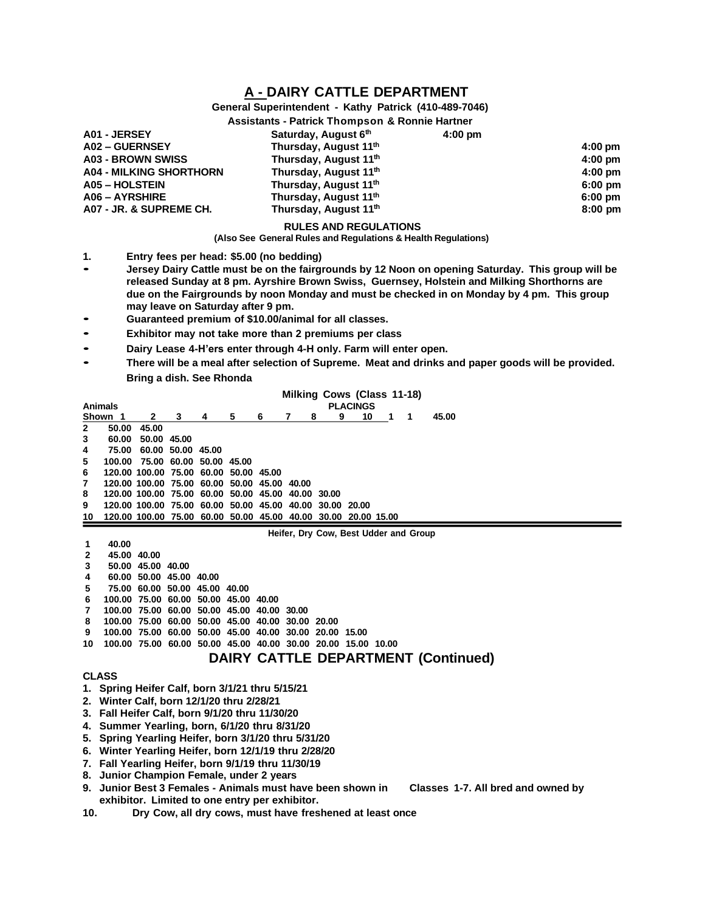# A - DAIRY CATTLE DEPARTMENT

**General Superintendent - Kathy Patrick (410-489-7046)**

**Assistants - Patrick Thompson & Ronnie Hartner**

| | | |
|---|---|---|
| A01 - JERSEY | Saturday, August 6th | 4:00 pm |
| A02 – GUERNSEY | Thursday, August 11th | 4:00 pm |
| A03 - BROWN SWISS | Thursday, August 11th | 4:00 pm |
| A04 - MILKING SHORTHORN | Thursday, August 11th | 4:00 pm |
| A05 – HOLSTEIN | Thursday, August 11th | 6:00 pm |
| A06 – AYRSHIRE | Thursday, August 11th | 6:00 pm |
| A07 - JR. & SUPREME CH. | Thursday, August 11th | 8:00 pm |

## RULES AND REGULATIONS

**(Also See General Rules and Regulations & Health Regulations)**

1. **Entry fees per head: $5.00 (no bedding)**

- **Jersey Dairy Cattle must be on the fairgrounds by 12 Noon on opening Saturday. This group will be released Sunday at 8 pm. Ayrshire Brown Swiss, Guernsey, Holstein and Milking Shorthorns are due on the Fairgrounds by noon Monday and must be checked in on Monday by 4 pm. This group may leave on Saturday after 9 pm.**
- **Guaranteed premium of $10.00/animal for all classes.**
- **Exhibitor may not take more than 2 premiums per class**
- **Dairy Lease 4-H'ers enter through 4-H only. Farm will enter open.**
- **There will be a meal after selection of Supreme. Meat and drinks and paper goods will be provided. Bring a dish. See Rhonda**

**Milking Cows (Class 11-18)**

| Animals Shown | PLACINGS 1 | 2 | 3 | 4 | 5 | 6 | 7 | 8 | 9 | 10 |
|---|---|---|---|---|---|---|---|---|---|---|
| 1 | 45.00 | | | | | | | | | |
| 2 | 50.00 | 45.00 | | | | | | | | |
| 3 | 60.00 | 50.00 | 45.00 | | | | | | | |
| 4 | 75.00 | 60.00 | 50.00 | 45.00 | | | | | | |
| 5 | 100.00 | 75.00 | 60.00 | 50.00 | 45.00 | | | | | |
| 6 | 120.00 | 100.00 | 75.00 | 60.00 | 50.00 | 45.00 | | | | |
| 7 | 120.00 | 100.00 | 75.00 | 60.00 | 50.00 | 45.00 | 40.00 | | | |
| 8 | 120.00 | 100.00 | 75.00 | 60.00 | 50.00 | 45.00 | 40.00 | 30.00 | | |
| 9 | 120.00 | 100.00 | 75.00 | 60.00 | 50.00 | 45.00 | 40.00 | 30.00 | 20.00 | |
| 10 | 120.00 | 100.00 | 75.00 | 60.00 | 50.00 | 45.00 | 40.00 | 30.00 | 20.00 | 15.00 |

**Heifer, Dry Cow, Best Udder and Group**

| Animals Shown | 1 | 2 | 3 | 4 | 5 | 6 | 7 | 8 | 9 | 10 |
|---|---|---|---|---|---|---|---|---|---|---|
| 1 | 40.00 | | | | | | | | | |
| 2 | 45.00 | 40.00 | | | | | | | | |
| 3 | 50.00 | 45.00 | 40.00 | | | | | | | |
| 4 | 60.00 | 50.00 | 45.00 | 40.00 | | | | | | |
| 5 | 75.00 | 60.00 | 50.00 | 45.00 | 40.00 | | | | | |
| 6 | 100.00 | 75.00 | 60.00 | 50.00 | 45.00 | 40.00 | | | | |
| 7 | 100.00 | 75.00 | 60.00 | 50.00 | 45.00 | 40.00 | 30.00 | | | |
| 8 | 100.00 | 75.00 | 60.00 | 50.00 | 45.00 | 40.00 | 30.00 | 20.00 | | |
| 9 | 100.00 | 75.00 | 60.00 | 50.00 | 45.00 | 40.00 | 30.00 | 20.00 | 15.00 | |
| 10 | 100.00 | 75.00 | 60.00 | 50.00 | 45.00 | 40.00 | 30.00 | 20.00 | 15.00 | 10.00 |

## DAIRY CATTLE DEPARTMENT (Continued)

**CLASS**

1. **Spring Heifer Calf, born 3/1/21 thru 5/15/21**
2. **Winter Calf, born 12/1/20 thru 2/28/21**
3. **Fall Heifer Calf, born 9/1/20 thru 11/30/20**
4. **Summer Yearling, born, 6/1/20 thru 8/31/20**
5. **Spring Yearling Heifer, born 3/1/20 thru 5/31/20**
6. **Winter Yearling Heifer, born 12/1/19 thru 2/28/20**
7. **Fall Yearling Heifer, born 9/1/19 thru 11/30/19**
8. **Junior Champion Female, under 2 years**
9. **Junior Best 3 Females - Animals must have been shown in Classes 1-7. All bred and owned by exhibitor. Limited to one entry per exhibitor.**
10. **Dry Cow, all dry cows, must have freshened at least once**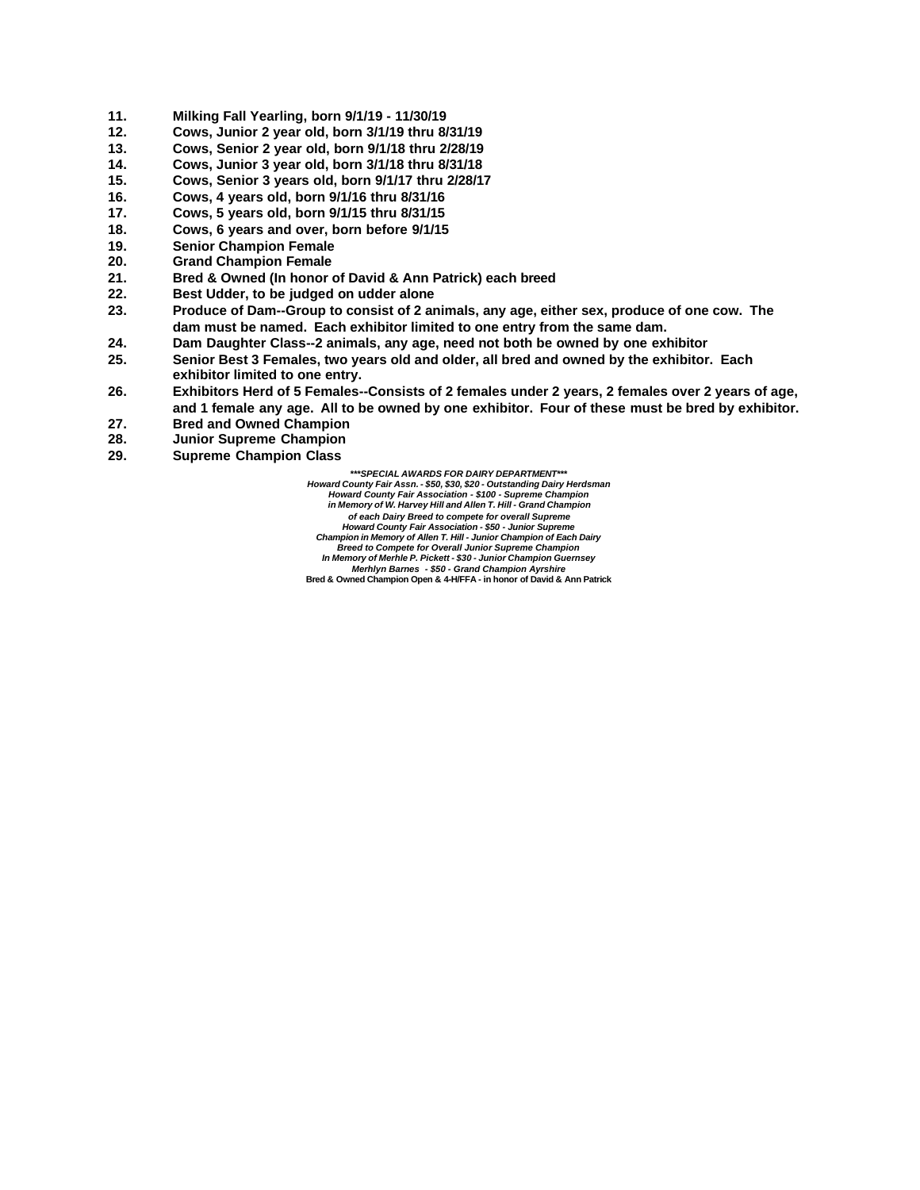11. **Milking Fall Yearling, born 9/1/19 - 11/30/19**
12. **Cows, Junior 2 year old, born 3/1/19 thru 8/31/19**
13. **Cows, Senior 2 year old, born 9/1/18 thru 2/28/19**
14. **Cows, Junior 3 year old, born 3/1/18 thru 8/31/18**
15. **Cows, Senior 3 years old, born 9/1/17 thru 2/28/17**
16. **Cows, 4 years old, born 9/1/16 thru 8/31/16**
17. **Cows, 5 years old, born 9/1/15 thru 8/31/15**
18. **Cows, 6 years and over, born before 9/1/15**
19. **Senior Champion Female**
20. **Grand Champion Female**
21. **Bred & Owned (In honor of David & Ann Patrick) each breed**
22. **Best Udder, to be judged on udder alone**
23. **Produce of Dam--Group to consist of 2 animals, any age, either sex, produce of one cow. The dam must be named. Each exhibitor limited to one entry from the same dam.**
24. **Dam Daughter Class--2 animals, any age, need not both be owned by one exhibitor**
25. **Senior Best 3 Females, two years old and older, all bred and owned by the exhibitor. Each exhibitor limited to one entry.**
26. **Exhibitors Herd of 5 Females--Consists of 2 females under 2 years, 2 females over 2 years of age, and 1 female any age. All to be owned by one exhibitor. Four of these must be bred by exhibitor.**
27. **Bred and Owned Champion**
28. **Junior Supreme Champion**
29. **Supreme Champion Class**

***\*\*\*SPECIAL AWARDS FOR DAIRY DEPARTMENT\*\*\****

***Howard County Fair Assn. - $50, $30, $20 - Outstanding Dairy Herdsman***
***Howard County Fair Association - $100 - Supreme Champion in Memory of W. Harvey Hill and Allen T. Hill - Grand Champion of each Dairy Breed to compete for overall Supreme***
***Howard County Fair Association - $50 - Junior Supreme Champion in Memory of Allen T. Hill - Junior Champion of Each Dairy Breed to Compete for Overall Junior Supreme Champion***
***In Memory of Merhle P. Pickett - $30 - Junior Champion Guernsey***
***Merhlyn Barnes - $50 - Grand Champion Ayrshire***
**Bred & Owned Champion Open & 4-H/FFA - in honor of David & Ann Patrick**